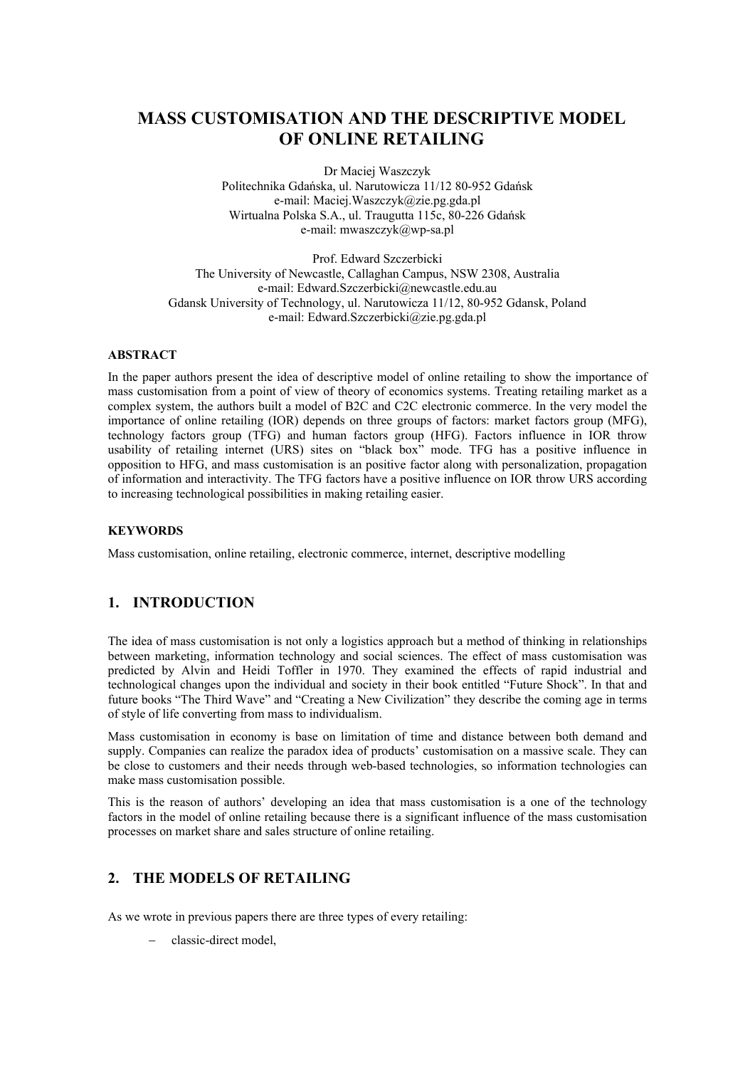# MASS CUSTOMISATION AND THE DESCRIPTIVE MODEL OF ONLINE RETAILING

Dr Maciej Waszczyk
Politechnika Gdańska, ul. Narutowicza 11/12 80-952 Gdańsk
e-mail: Maciej.Waszczyk@zie.pg.gda.pl
Wirtualna Polska S.A., ul. Traugutta 115c, 80-226 Gdańsk
e-mail: mwaszczyk@wp-sa.pl

Prof. Edward Szczerbicki
The University of Newcastle, Callaghan Campus, NSW 2308, Australia
e-mail: Edward.Szczerbicki@newcastle.edu.au
Gdansk University of Technology, ul. Narutowicza 11/12, 80-952 Gdansk, Poland
e-mail: Edward.Szczerbicki@zie.pg.gda.pl

### ABSTRACT

In the paper authors present the idea of descriptive model of online retailing to show the importance of mass customisation from a point of view of theory of economics systems. Treating retailing market as a complex system, the authors built a model of B2C and C2C electronic commerce. In the very model the importance of online retailing (IOR) depends on three groups of factors: market factors group (MFG), technology factors group (TFG) and human factors group (HFG). Factors influence in IOR throw usability of retailing internet (URS) sites on "black box" mode. TFG has a positive influence in opposition to HFG, and mass customisation is an positive factor along with personalization, propagation of information and interactivity. The TFG factors have a positive influence on IOR throw URS according to increasing technological possibilities in making retailing easier.

### KEYWORDS

Mass customisation, online retailing, electronic commerce, internet, descriptive modelling

## 1. INTRODUCTION

The idea of mass customisation is not only a logistics approach but a method of thinking in relationships between marketing, information technology and social sciences. The effect of mass customisation was predicted by Alvin and Heidi Toffler in 1970. They examined the effects of rapid industrial and technological changes upon the individual and society in their book entitled "Future Shock". In that and future books "The Third Wave" and "Creating a New Civilization" they describe the coming age in terms of style of life converting from mass to individualism.

Mass customisation in economy is base on limitation of time and distance between both demand and supply. Companies can realize the paradox idea of products' customisation on a massive scale. They can be close to customers and their needs through web-based technologies, so information technologies can make mass customisation possible.

This is the reason of authors' developing an idea that mass customisation is a one of the technology factors in the model of online retailing because there is a significant influence of the mass customisation processes on market share and sales structure of online retailing.

## 2. THE MODELS OF RETAILING

As we wrote in previous papers there are three types of every retailing:

- classic-direct model,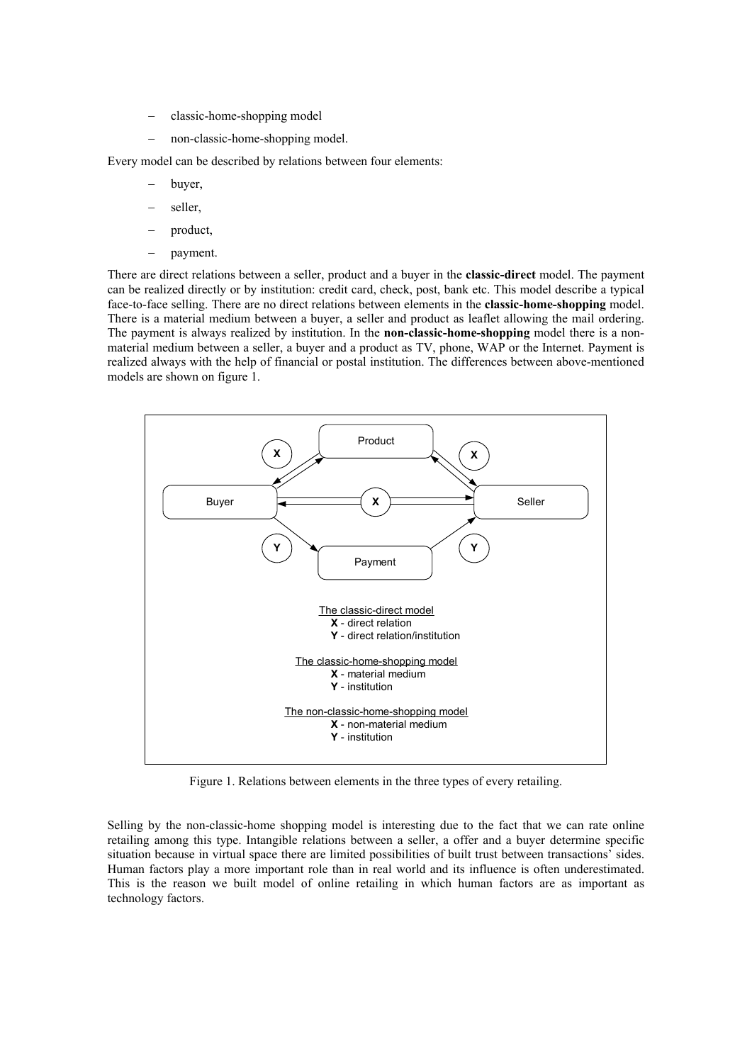- classic-home-shopping model
- non-classic-home-shopping model.

Every model can be described by relations between four elements:

- buyer,
- seller,
- product,
- payment.

There are direct relations between a seller, product and a buyer in the **classic-direct** model. The payment can be realized directly or by institution: credit card, check, post, bank etc. This model describe a typical face-to-face selling. There are no direct relations between elements in the **classic-home-shopping** model. There is a material medium between a buyer, a seller and product as leaflet allowing the mail ordering. The payment is always realized by institution. In the **non-classic-home-shopping** model there is a non-material medium between a seller, a buyer and a product as TV, phone, WAP or the Internet. Payment is realized always with the help of financial or postal institution. The differences between above-mentioned models are shown on figure 1.

Product

Buyer — X — Seller

Payment

The classic-direct model
**X** - direct relation
**Y** - direct relation/institution

The classic-home-shopping model
**X** - material medium
**Y** - institution

The non-classic-home-shopping model
**X** - non-material medium
**Y** - institution

Figure 1. Relations between elements in the three types of every retailing.

Selling by the non-classic-home shopping model is interesting due to the fact that we can rate online retailing among this type. Intangible relations between a seller, a offer and a buyer determine specific situation because in virtual space there are limited possibilities of built trust between transactions' sides. Human factors play a more important role than in real world and its influence is often underestimated. This is the reason we built model of online retailing in which human factors are as important as technology factors.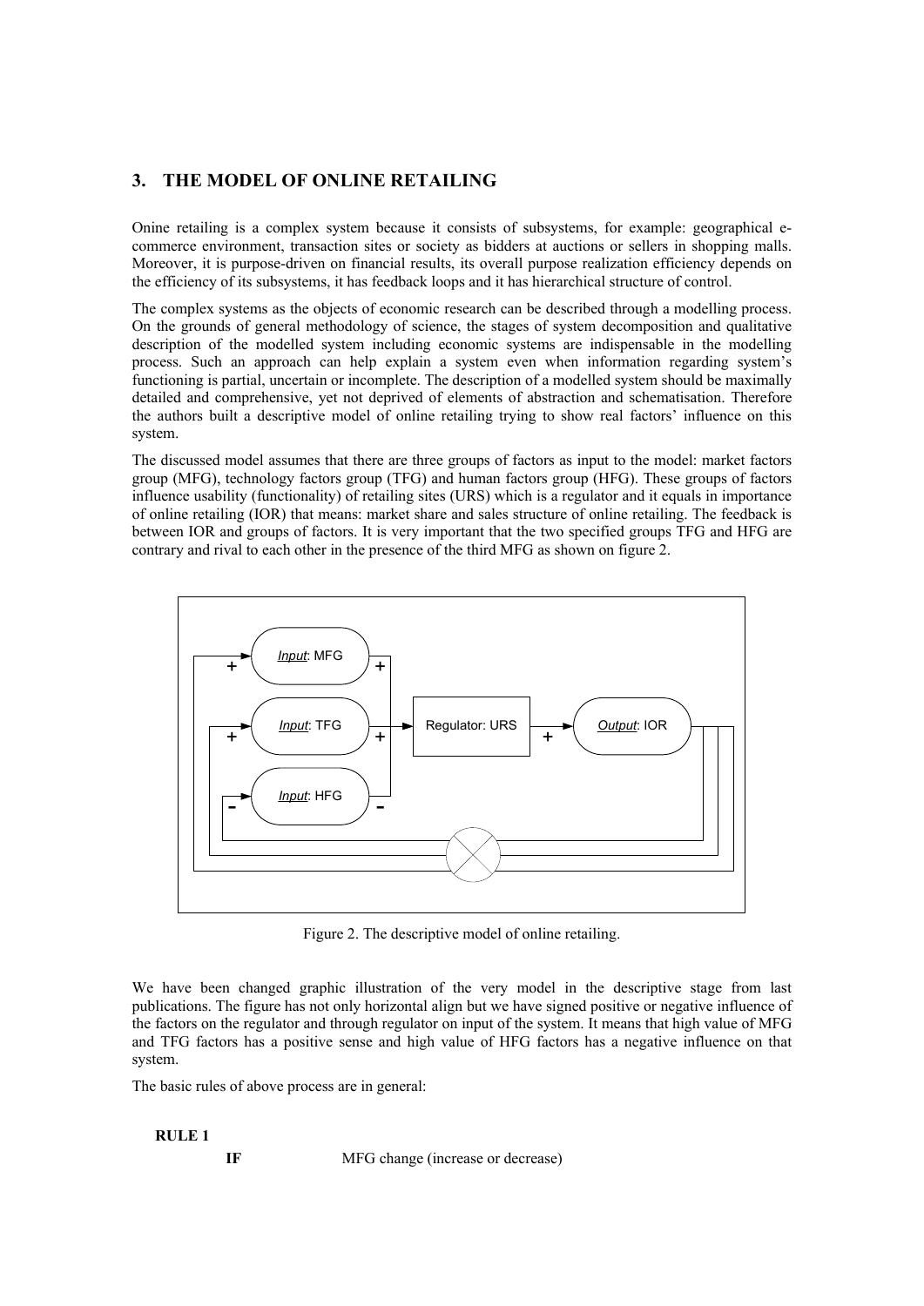## 3. THE MODEL OF ONLINE RETAILING

Onine retailing is a complex system because it consists of subsystems, for example: geographical e-commerce environment, transaction sites or society as bidders at auctions or sellers in shopping malls. Moreover, it is purpose-driven on financial results, its overall purpose realization efficiency depends on the efficiency of its subsystems, it has feedback loops and it has hierarchical structure of control.

The complex systems as the objects of economic research can be described through a modelling process. On the grounds of general methodology of science, the stages of system decomposition and qualitative description of the modelled system including economic systems are indispensable in the modelling process. Such an approach can help explain a system even when information regarding system's functioning is partial, uncertain or incomplete. The description of a modelled system should be maximally detailed and comprehensive, yet not deprived of elements of abstraction and schematisation. Therefore the authors built a descriptive model of online retailing trying to show real factors' influence on this system.

The discussed model assumes that there are three groups of factors as input to the model: market factors group (MFG), technology factors group (TFG) and human factors group (HFG). These groups of factors influence usability (functionality) of retailing sites (URS) which is a regulator and it equals in importance of online retailing (IOR) that means: market share and sales structure of online retailing. The feedback is between IOR and groups of factors. It is very important that the two specified groups TFG and HFG are contrary and rival to each other in the presence of the third MFG as shown on figure 2.

Figure 2. The descriptive model of online retailing.

We have been changed graphic illustration of the very model in the descriptive stage from last publications. The figure has not only horizontal align but we have signed positive or negative influence of the factors on the regulator and through regulator on input of the system. It means that high value of MFG and TFG factors has a positive sense and high value of HFG factors has a negative influence on that system.

The basic rules of above process are in general:

**RULE 1**

**IF** MFG change (increase or decrease)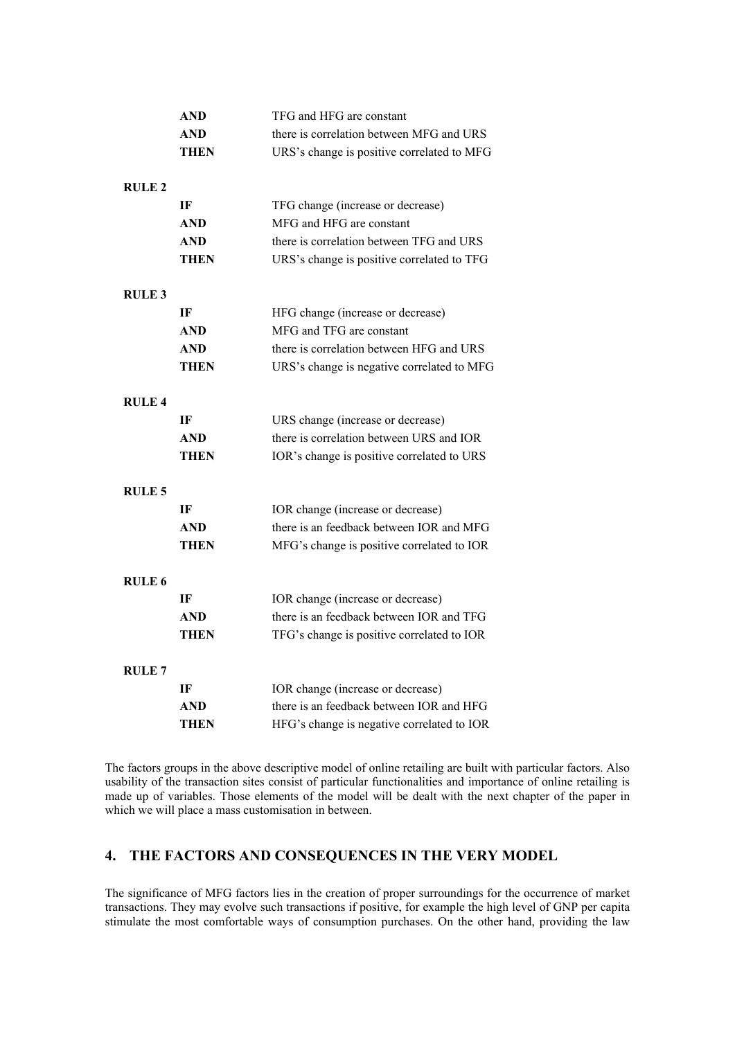**AND** TFG and HFG are constant
**AND** there is correlation between MFG and URS
**THEN** URS's change is positive correlated to MFG

**RULE 2**

**IF** TFG change (increase or decrease)
**AND** MFG and HFG are constant
**AND** there is correlation between TFG and URS
**THEN** URS's change is positive correlated to TFG

**RULE 3**

**IF** HFG change (increase or decrease)
**AND** MFG and TFG are constant
**AND** there is correlation between HFG and URS
**THEN** URS's change is negative correlated to MFG

**RULE 4**

**IF** URS change (increase or decrease)
**AND** there is correlation between URS and IOR
**THEN** IOR's change is positive correlated to URS

**RULE 5**

**IF** IOR change (increase or decrease)
**AND** there is an feedback between IOR and MFG
**THEN** MFG's change is positive correlated to IOR

**RULE 6**

**IF** IOR change (increase or decrease)
**AND** there is an feedback between IOR and TFG
**THEN** TFG's change is positive correlated to IOR

**RULE 7**

**IF** IOR change (increase or decrease)
**AND** there is an feedback between IOR and HFG
**THEN** HFG's change is negative correlated to IOR

The factors groups in the above descriptive model of online retailing are built with particular factors. Also usability of the transaction sites consist of particular functionalities and importance of online retailing is made up of variables. Those elements of the model will be dealt with the next chapter of the paper in which we will place a mass customisation in between.

## 4. THE FACTORS AND CONSEQUENCES IN THE VERY MODEL

The significance of MFG factors lies in the creation of proper surroundings for the occurrence of market transactions. They may evolve such transactions if positive, for example the high level of GNP per capita stimulate the most comfortable ways of consumption purchases. On the other hand, providing the law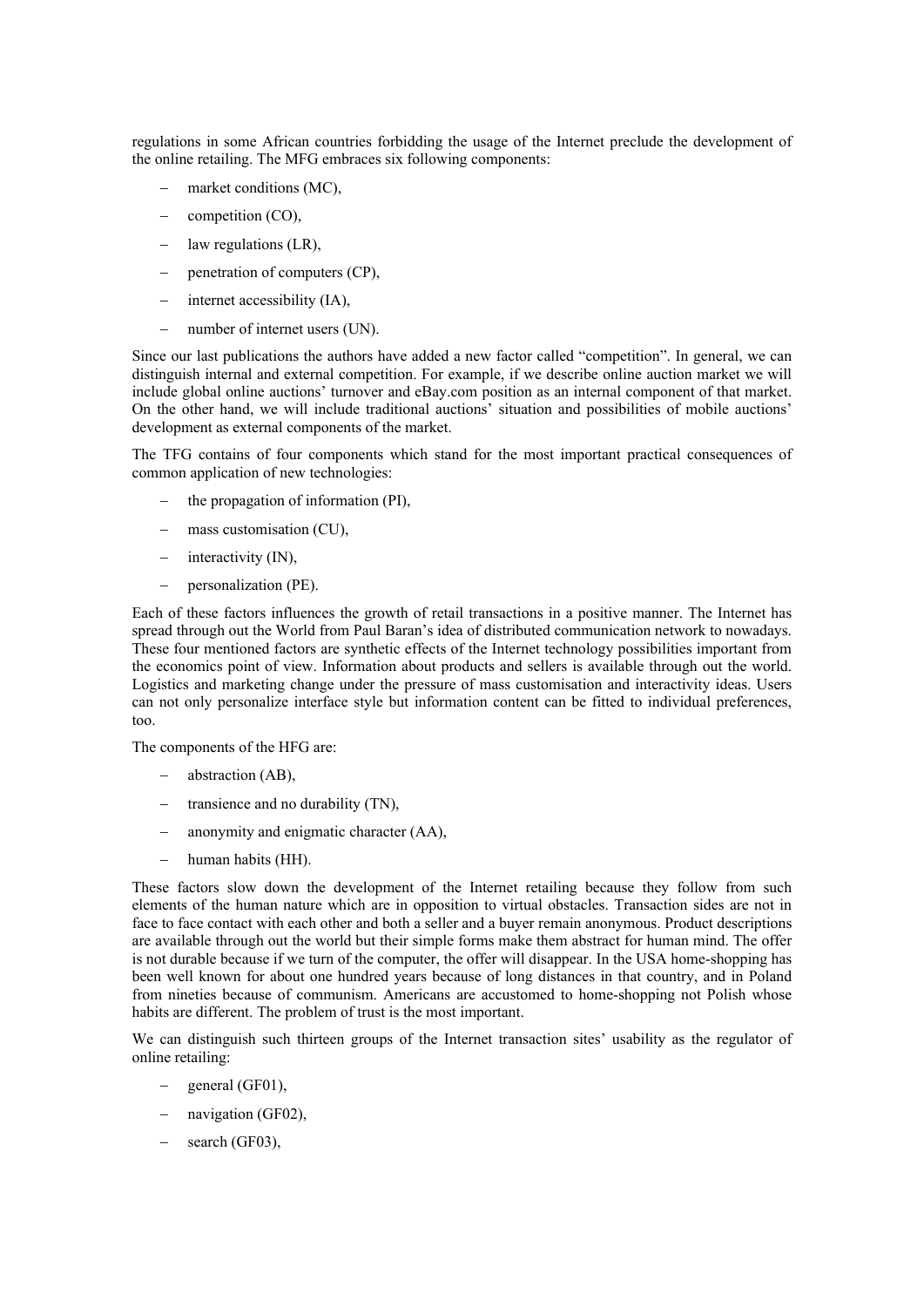regulations in some African countries forbidding the usage of the Internet preclude the development of the online retailing. The MFG embraces six following components:

- market conditions (MC),
- competition (CO),
- law regulations (LR),
- penetration of computers (CP),
- internet accessibility (IA),
- number of internet users (UN).

Since our last publications the authors have added a new factor called "competition". In general, we can distinguish internal and external competition. For example, if we describe online auction market we will include global online auctions' turnover and eBay.com position as an internal component of that market. On the other hand, we will include traditional auctions' situation and possibilities of mobile auctions' development as external components of the market.

The TFG contains of four components which stand for the most important practical consequences of common application of new technologies:

- the propagation of information (PI),
- mass customisation (CU),
- interactivity (IN),
- personalization (PE).

Each of these factors influences the growth of retail transactions in a positive manner. The Internet has spread through out the World from Paul Baran's idea of distributed communication network to nowadays. These four mentioned factors are synthetic effects of the Internet technology possibilities important from the economics point of view. Information about products and sellers is available through out the world. Logistics and marketing change under the pressure of mass customisation and interactivity ideas. Users can not only personalize interface style but information content can be fitted to individual preferences, too.

The components of the HFG are:

- abstraction (AB),
- transience and no durability (TN),
- anonymity and enigmatic character (AA),
- human habits (HH).

These factors slow down the development of the Internet retailing because they follow from such elements of the human nature which are in opposition to virtual obstacles. Transaction sides are not in face to face contact with each other and both a seller and a buyer remain anonymous. Product descriptions are available through out the world but their simple forms make them abstract for human mind. The offer is not durable because if we turn of the computer, the offer will disappear. In the USA home-shopping has been well known for about one hundred years because of long distances in that country, and in Poland from nineties because of communism. Americans are accustomed to home-shopping not Polish whose habits are different. The problem of trust is the most important.

We can distinguish such thirteen groups of the Internet transaction sites' usability as the regulator of online retailing:

- general (GF01),
- navigation (GF02),
- search (GF03),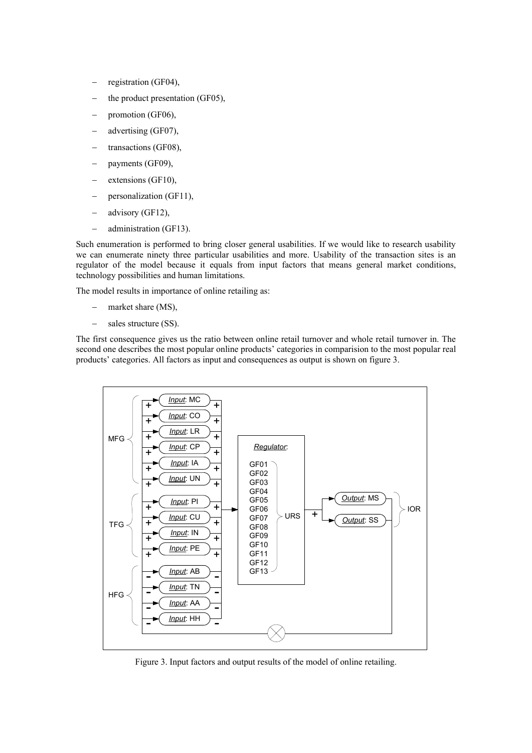- registration (GF04),
- the product presentation (GF05),
- promotion (GF06),
- advertising (GF07),
- transactions (GF08),
- payments (GF09),
- extensions (GF10),
- personalization (GF11),
- advisory (GF12),
- administration (GF13).

Such enumeration is performed to bring closer general usabilities. If we would like to research usability we can enumerate ninety three particular usabilities and more. Usability of the transaction sites is an regulator of the model because it equals from input factors that means general market conditions, technology possibilities and human limitations.

The model results in importance of online retailing as:

- market share (MS),
- sales structure (SS).

The first consequence gives us the ratio between online retail turnover and whole retail turnover in. The second one describes the most popular online products' categories in comparision to the most popular real products' categories. All factors as input and consequences as output is shown on figure 3.

Figure 3. Input factors and output results of the model of online retailing.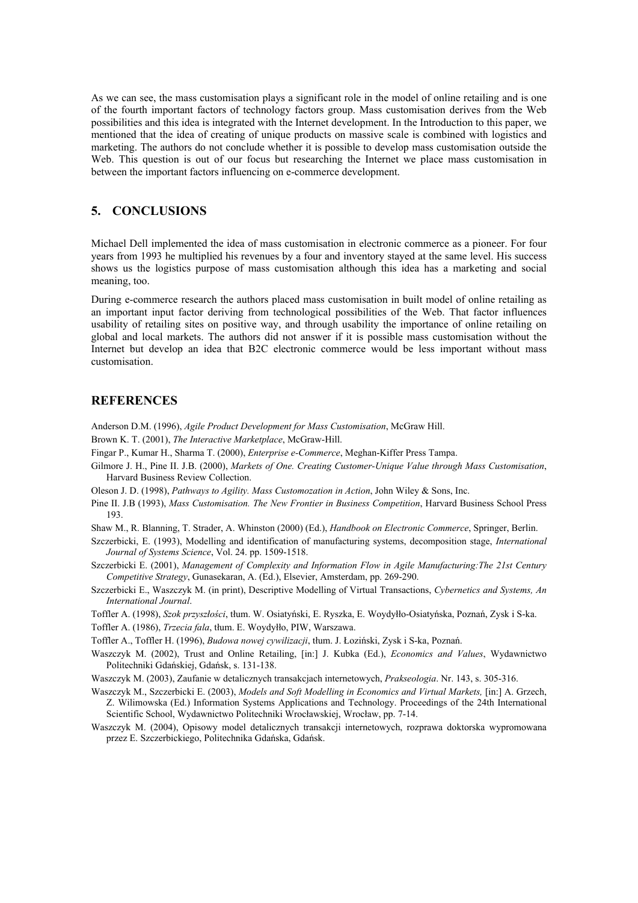As we can see, the mass customisation plays a significant role in the model of online retailing and is one of the fourth important factors of technology factors group. Mass customisation derives from the Web possibilities and this idea is integrated with the Internet development. In the Introduction to this paper, we mentioned that the idea of creating of unique products on massive scale is combined with logistics and marketing. The authors do not conclude whether it is possible to develop mass customisation outside the Web. This question is out of our focus but researching the Internet we place mass customisation in between the important factors influencing on e-commerce development.

## 5. CONCLUSIONS

Michael Dell implemented the idea of mass customisation in electronic commerce as a pioneer. For four years from 1993 he multiplied his revenues by a four and inventory stayed at the same level. His success shows us the logistics purpose of mass customisation although this idea has a marketing and social meaning, too.

During e-commerce research the authors placed mass customisation in built model of online retailing as an important input factor deriving from technological possibilities of the Web. That factor influences usability of retailing sites on positive way, and through usability the importance of online retailing on global and local markets. The authors did not answer if it is possible mass customisation without the Internet but develop an idea that B2C electronic commerce would be less important without mass customisation.

## REFERENCES

Anderson D.M. (1996), *Agile Product Development for Mass Customisation*, McGraw Hill.

Brown K. T. (2001), *The Interactive Marketplace*, McGraw-Hill.

Fingar P., Kumar H., Sharma T. (2000), *Enterprise e-Commerce*, Meghan-Kiffer Press Tampa.

Gilmore J. H., Pine II. J.B. (2000), *Markets of One. Creating Customer-Unique Value through Mass Customisation*, Harvard Business Review Collection.

Oleson J. D. (1998), *Pathways to Agility. Mass Customozation in Action*, John Wiley & Sons, Inc.

Pine II. J.B (1993), *Mass Customisation. The New Frontier in Business Competition*, Harvard Business School Press 193.

Shaw M., R. Blanning, T. Strader, A. Whinston (2000) (Ed.), *Handbook on Electronic Commerce*, Springer, Berlin.

Szczerbicki, E. (1993), Modelling and identification of manufacturing systems, decomposition stage, *International Journal of Systems Science*, Vol. 24. pp. 1509-1518.

Szczerbicki E. (2001), *Management of Complexity and Information Flow in Agile Manufacturing:The 21st Century Competitive Strategy*, Gunasekaran, A. (Ed.), Elsevier, Amsterdam, pp. 269-290.

Szczerbicki E., Waszczyk M. (in print), Descriptive Modelling of Virtual Transactions, *Cybernetics and Systems, An International Journal*.

Toffler A. (1998), *Szok przyszłości*, tłum. W. Osiatyński, E. Ryszka, E. Woydyłło-Osiatyńska, Poznań, Zysk i S-ka.

Toffler A. (1986), *Trzecia fala*, tłum. E. Woydyłło, PIW, Warszawa.

Toffler A., Toffler H. (1996), *Budowa nowej cywilizacji*, tłum. J. Łoziński, Zysk i S-ka, Poznań.

Waszczyk M. (2002), Trust and Online Retailing, [in:] J. Kubka (Ed.), *Economics and Values*, Wydawnictwo Politechniki Gdańskiej, Gdańsk, s. 131-138.

Waszczyk M. (2003), Zaufanie w detalicznych transakcjach internetowych, *Prakseologia*. Nr. 143, s. 305-316.

Waszczyk M., Szczerbicki E. (2003), *Models and Soft Modelling in Economics and Virtual Markets,* [in:] A. Grzech, Z. Wilimowska (Ed.) Information Systems Applications and Technology. Proceedings of the 24th International Scientific School, Wydawnictwo Politechniki Wrocławskiej, Wrocław, pp. 7-14.

Waszczyk M. (2004), Opisowy model detalicznych transakcji internetowych, rozprawa doktorska wypromowana przez E. Szczerbickiego, Politechnika Gdańska, Gdańsk.